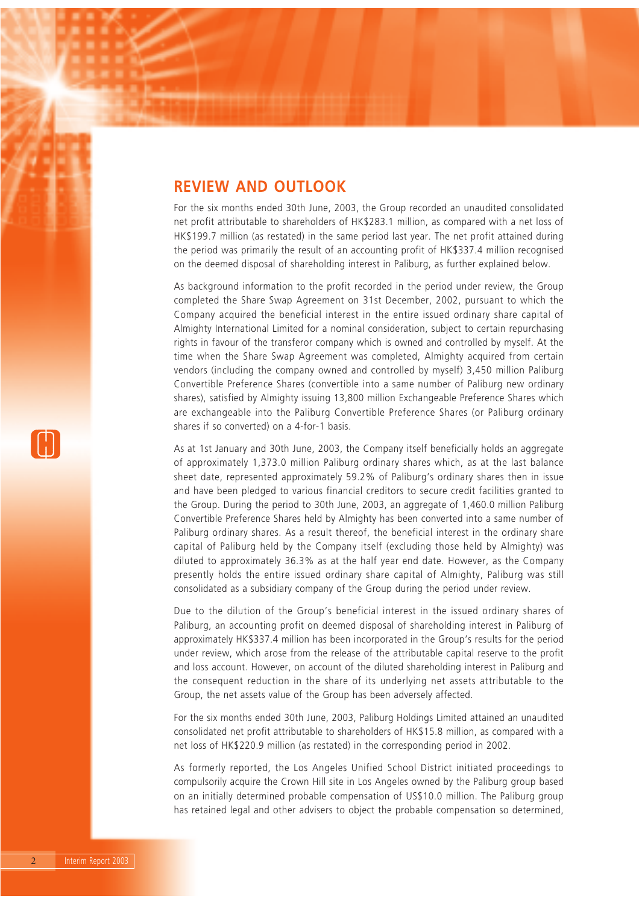## REVIEW AND OUTLOOK

For the six months ended 30th June, 2003, the Group recorded an unaudited consolidated net profit attributable to shareholders of HK$283.1 million, as compared with a net loss of HK$199.7 million (as restated) in the same period last year. The net profit attained during the period was primarily the result of an accounting profit of HK$337.4 million recognised on the deemed disposal of shareholding interest in Paliburg, as further explained below.

As background information to the profit recorded in the period under review, the Group completed the Share Swap Agreement on 31st December, 2002, pursuant to which the Company acquired the beneficial interest in the entire issued ordinary share capital of Almighty International Limited for a nominal consideration, subject to certain repurchasing rights in favour of the transferor company which is owned and controlled by myself. At the time when the Share Swap Agreement was completed, Almighty acquired from certain vendors (including the company owned and controlled by myself) 3,450 million Paliburg Convertible Preference Shares (convertible into a same number of Paliburg new ordinary shares), satisfied by Almighty issuing 13,800 million Exchangeable Preference Shares which are exchangeable into the Paliburg Convertible Preference Shares (or Paliburg ordinary shares if so converted) on a 4-for-1 basis.

As at 1st January and 30th June, 2003, the Company itself beneficially holds an aggregate of approximately 1,373.0 million Paliburg ordinary shares which, as at the last balance sheet date, represented approximately 59.2% of Paliburg's ordinary shares then in issue and have been pledged to various financial creditors to secure credit facilities granted to the Group. During the period to 30th June, 2003, an aggregate of 1,460.0 million Paliburg Convertible Preference Shares held by Almighty has been converted into a same number of Paliburg ordinary shares. As a result thereof, the beneficial interest in the ordinary share capital of Paliburg held by the Company itself (excluding those held by Almighty) was diluted to approximately 36.3% as at the half year end date. However, as the Company presently holds the entire issued ordinary share capital of Almighty, Paliburg was still consolidated as a subsidiary company of the Group during the period under review.

Due to the dilution of the Group's beneficial interest in the issued ordinary shares of Paliburg, an accounting profit on deemed disposal of shareholding interest in Paliburg of approximately HK$337.4 million has been incorporated in the Group's results for the period under review, which arose from the release of the attributable capital reserve to the profit and loss account. However, on account of the diluted shareholding interest in Paliburg and the consequent reduction in the share of its underlying net assets attributable to the Group, the net assets value of the Group has been adversely affected.

For the six months ended 30th June, 2003, Paliburg Holdings Limited attained an unaudited consolidated net profit attributable to shareholders of HK$15.8 million, as compared with a net loss of HK$220.9 million (as restated) in the corresponding period in 2002.

As formerly reported, the Los Angeles Unified School District initiated proceedings to compulsorily acquire the Crown Hill site in Los Angeles owned by the Paliburg group based on an initially determined probable compensation of US$10.0 million. The Paliburg group has retained legal and other advisers to object the probable compensation so determined,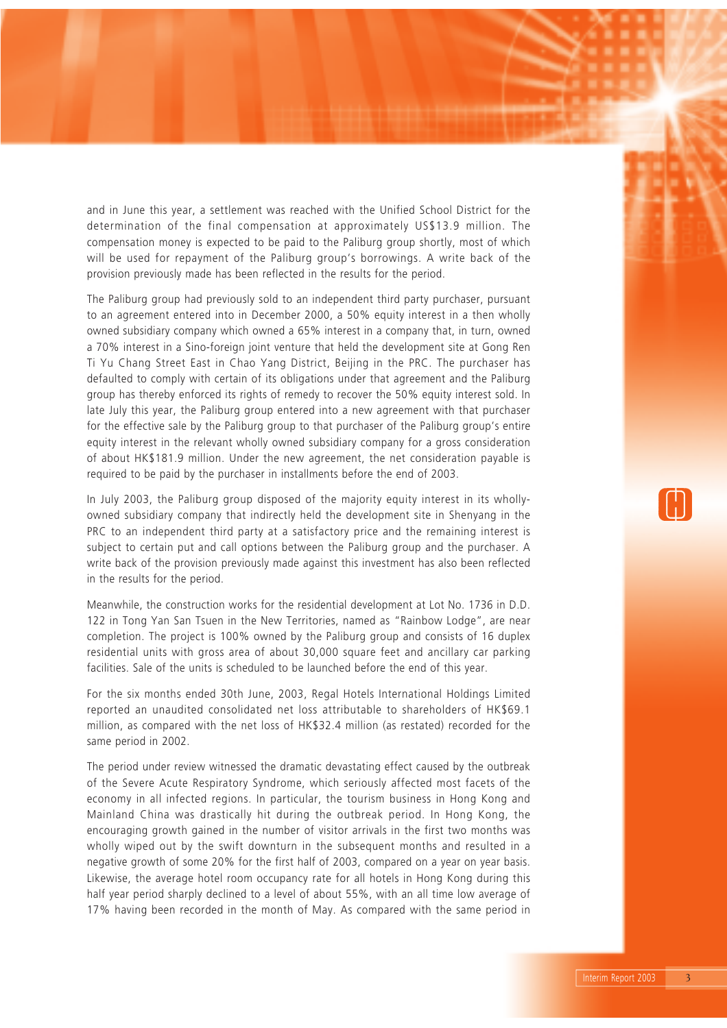and in June this year, a settlement was reached with the Unified School District for the determination of the final compensation at approximately US$13.9 million. The compensation money is expected to be paid to the Paliburg group shortly, most of which will be used for repayment of the Paliburg group's borrowings. A write back of the provision previously made has been reflected in the results for the period.

The Paliburg group had previously sold to an independent third party purchaser, pursuant to an agreement entered into in December 2000, a 50% equity interest in a then wholly owned subsidiary company which owned a 65% interest in a company that, in turn, owned a 70% interest in a Sino-foreign joint venture that held the development site at Gong Ren Ti Yu Chang Street East in Chao Yang District, Beijing in the PRC. The purchaser has defaulted to comply with certain of its obligations under that agreement and the Paliburg group has thereby enforced its rights of remedy to recover the 50% equity interest sold. In late July this year, the Paliburg group entered into a new agreement with that purchaser for the effective sale by the Paliburg group to that purchaser of the Paliburg group's entire equity interest in the relevant wholly owned subsidiary company for a gross consideration of about HK$181.9 million. Under the new agreement, the net consideration payable is required to be paid by the purchaser in installments before the end of 2003.

In July 2003, the Paliburg group disposed of the majority equity interest in its wholly-owned subsidiary company that indirectly held the development site in Shenyang in the PRC to an independent third party at a satisfactory price and the remaining interest is subject to certain put and call options between the Paliburg group and the purchaser. A write back of the provision previously made against this investment has also been reflected in the results for the period.

Meanwhile, the construction works for the residential development at Lot No. 1736 in D.D. 122 in Tong Yan San Tsuen in the New Territories, named as "Rainbow Lodge", are near completion. The project is 100% owned by the Paliburg group and consists of 16 duplex residential units with gross area of about 30,000 square feet and ancillary car parking facilities. Sale of the units is scheduled to be launched before the end of this year.

For the six months ended 30th June, 2003, Regal Hotels International Holdings Limited reported an unaudited consolidated net loss attributable to shareholders of HK$69.1 million, as compared with the net loss of HK$32.4 million (as restated) recorded for the same period in 2002.

The period under review witnessed the dramatic devastating effect caused by the outbreak of the Severe Acute Respiratory Syndrome, which seriously affected most facets of the economy in all infected regions. In particular, the tourism business in Hong Kong and Mainland China was drastically hit during the outbreak period. In Hong Kong, the encouraging growth gained in the number of visitor arrivals in the first two months was wholly wiped out by the swift downturn in the subsequent months and resulted in a negative growth of some 20% for the first half of 2003, compared on a year on year basis. Likewise, the average hotel room occupancy rate for all hotels in Hong Kong during this half year period sharply declined to a level of about 55%, with an all time low average of 17% having been recorded in the month of May. As compared with the same period in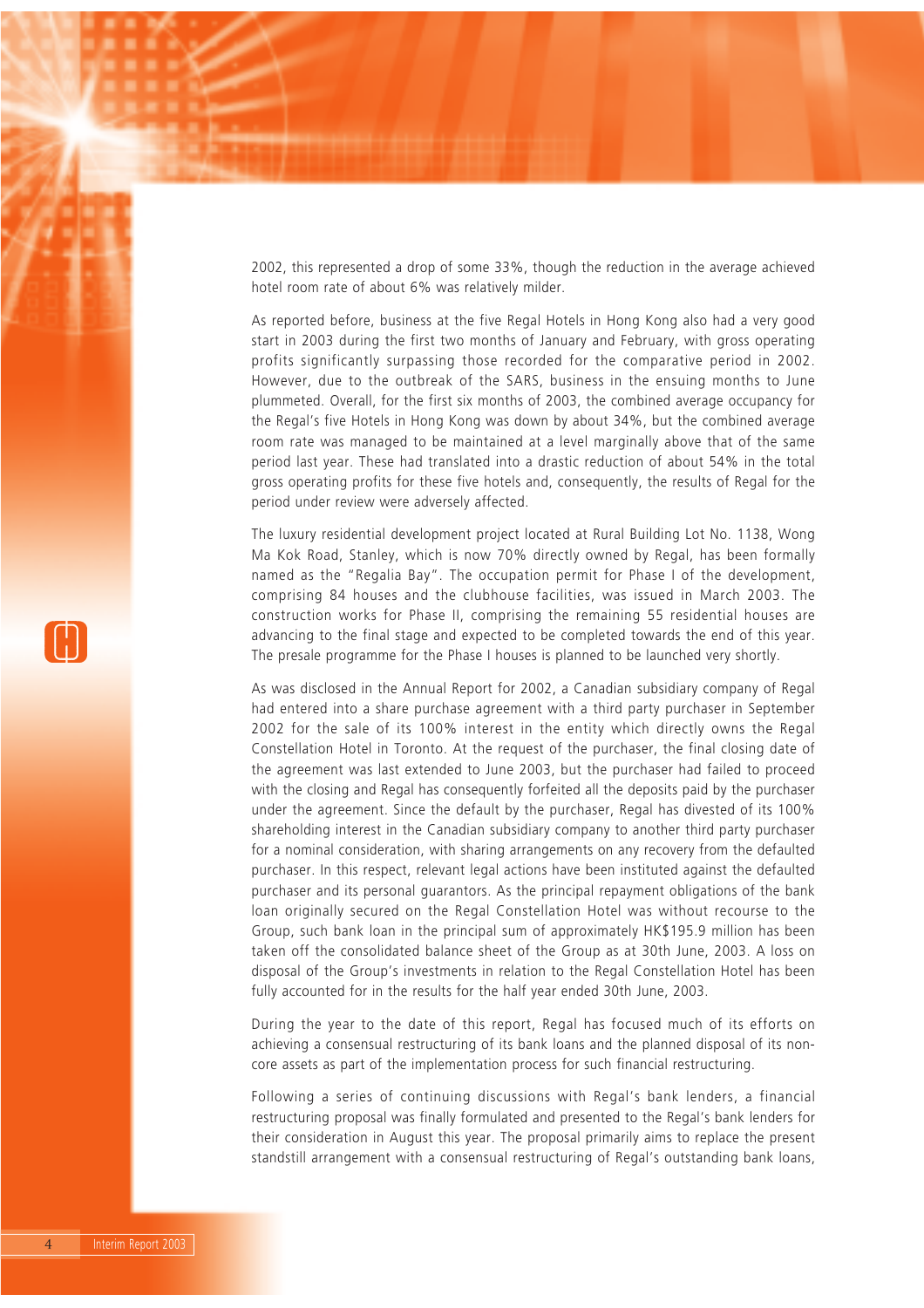2002, this represented a drop of some 33%, though the reduction in the average achieved hotel room rate of about 6% was relatively milder.

As reported before, business at the five Regal Hotels in Hong Kong also had a very good start in 2003 during the first two months of January and February, with gross operating profits significantly surpassing those recorded for the comparative period in 2002. However, due to the outbreak of the SARS, business in the ensuing months to June plummeted. Overall, for the first six months of 2003, the combined average occupancy for the Regal's five Hotels in Hong Kong was down by about 34%, but the combined average room rate was managed to be maintained at a level marginally above that of the same period last year. These had translated into a drastic reduction of about 54% in the total gross operating profits for these five hotels and, consequently, the results of Regal for the period under review were adversely affected.

The luxury residential development project located at Rural Building Lot No. 1138, Wong Ma Kok Road, Stanley, which is now 70% directly owned by Regal, has been formally named as the "Regalia Bay". The occupation permit for Phase I of the development, comprising 84 houses and the clubhouse facilities, was issued in March 2003. The construction works for Phase II, comprising the remaining 55 residential houses are advancing to the final stage and expected to be completed towards the end of this year. The presale programme for the Phase I houses is planned to be launched very shortly.

As was disclosed in the Annual Report for 2002, a Canadian subsidiary company of Regal had entered into a share purchase agreement with a third party purchaser in September 2002 for the sale of its 100% interest in the entity which directly owns the Regal Constellation Hotel in Toronto. At the request of the purchaser, the final closing date of the agreement was last extended to June 2003, but the purchaser had failed to proceed with the closing and Regal has consequently forfeited all the deposits paid by the purchaser under the agreement. Since the default by the purchaser, Regal has divested of its 100% shareholding interest in the Canadian subsidiary company to another third party purchaser for a nominal consideration, with sharing arrangements on any recovery from the defaulted purchaser. In this respect, relevant legal actions have been instituted against the defaulted purchaser and its personal guarantors. As the principal repayment obligations of the bank loan originally secured on the Regal Constellation Hotel was without recourse to the Group, such bank loan in the principal sum of approximately HK$195.9 million has been taken off the consolidated balance sheet of the Group as at 30th June, 2003. A loss on disposal of the Group's investments in relation to the Regal Constellation Hotel has been fully accounted for in the results for the half year ended 30th June, 2003.

During the year to the date of this report, Regal has focused much of its efforts on achieving a consensual restructuring of its bank loans and the planned disposal of its non-core assets as part of the implementation process for such financial restructuring.

Following a series of continuing discussions with Regal's bank lenders, a financial restructuring proposal was finally formulated and presented to the Regal's bank lenders for their consideration in August this year. The proposal primarily aims to replace the present standstill arrangement with a consensual restructuring of Regal's outstanding bank loans,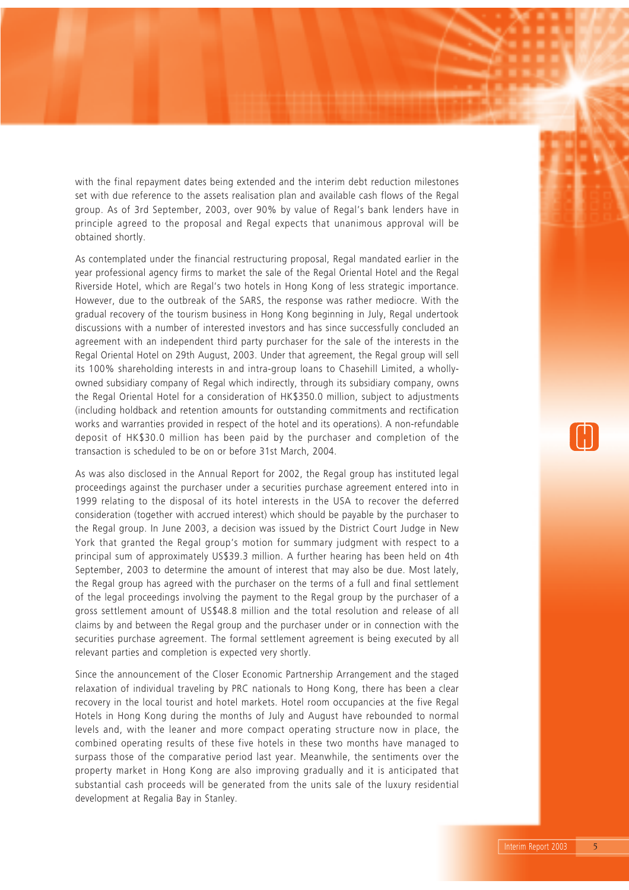with the final repayment dates being extended and the interim debt reduction milestones set with due reference to the assets realisation plan and available cash flows of the Regal group. As of 3rd September, 2003, over 90% by value of Regal's bank lenders have in principle agreed to the proposal and Regal expects that unanimous approval will be obtained shortly.

As contemplated under the financial restructuring proposal, Regal mandated earlier in the year professional agency firms to market the sale of the Regal Oriental Hotel and the Regal Riverside Hotel, which are Regal's two hotels in Hong Kong of less strategic importance. However, due to the outbreak of the SARS, the response was rather mediocre. With the gradual recovery of the tourism business in Hong Kong beginning in July, Regal undertook discussions with a number of interested investors and has since successfully concluded an agreement with an independent third party purchaser for the sale of the interests in the Regal Oriental Hotel on 29th August, 2003. Under that agreement, the Regal group will sell its 100% shareholding interests in and intra-group loans to Chasehill Limited, a wholly-owned subsidiary company of Regal which indirectly, through its subsidiary company, owns the Regal Oriental Hotel for a consideration of HK$350.0 million, subject to adjustments (including holdback and retention amounts for outstanding commitments and rectification works and warranties provided in respect of the hotel and its operations). A non-refundable deposit of HK$30.0 million has been paid by the purchaser and completion of the transaction is scheduled to be on or before 31st March, 2004.

As was also disclosed in the Annual Report for 2002, the Regal group has instituted legal proceedings against the purchaser under a securities purchase agreement entered into in 1999 relating to the disposal of its hotel interests in the USA to recover the deferred consideration (together with accrued interest) which should be payable by the purchaser to the Regal group. In June 2003, a decision was issued by the District Court Judge in New York that granted the Regal group's motion for summary judgment with respect to a principal sum of approximately US$39.3 million. A further hearing has been held on 4th September, 2003 to determine the amount of interest that may also be due. Most lately, the Regal group has agreed with the purchaser on the terms of a full and final settlement of the legal proceedings involving the payment to the Regal group by the purchaser of a gross settlement amount of US$48.8 million and the total resolution and release of all claims by and between the Regal group and the purchaser under or in connection with the securities purchase agreement. The formal settlement agreement is being executed by all relevant parties and completion is expected very shortly.

Since the announcement of the Closer Economic Partnership Arrangement and the staged relaxation of individual traveling by PRC nationals to Hong Kong, there has been a clear recovery in the local tourist and hotel markets. Hotel room occupancies at the five Regal Hotels in Hong Kong during the months of July and August have rebounded to normal levels and, with the leaner and more compact operating structure now in place, the combined operating results of these five hotels in these two months have managed to surpass those of the comparative period last year. Meanwhile, the sentiments over the property market in Hong Kong are also improving gradually and it is anticipated that substantial cash proceeds will be generated from the units sale of the luxury residential development at Regalia Bay in Stanley.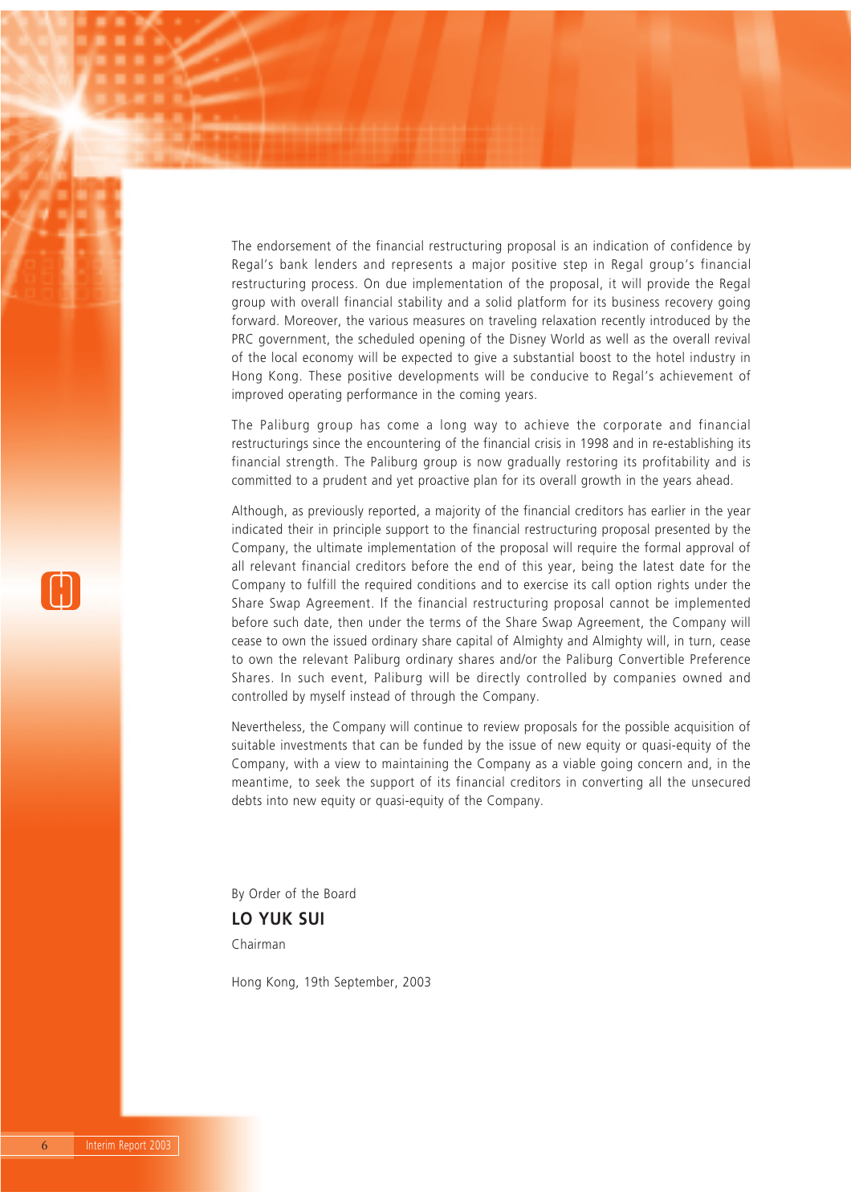The endorsement of the financial restructuring proposal is an indication of confidence by Regal's bank lenders and represents a major positive step in Regal group's financial restructuring process. On due implementation of the proposal, it will provide the Regal group with overall financial stability and a solid platform for its business recovery going forward. Moreover, the various measures on traveling relaxation recently introduced by the PRC government, the scheduled opening of the Disney World as well as the overall revival of the local economy will be expected to give a substantial boost to the hotel industry in Hong Kong. These positive developments will be conducive to Regal's achievement of improved operating performance in the coming years.

The Paliburg group has come a long way to achieve the corporate and financial restructurings since the encountering of the financial crisis in 1998 and in re-establishing its financial strength. The Paliburg group is now gradually restoring its profitability and is committed to a prudent and yet proactive plan for its overall growth in the years ahead.

Although, as previously reported, a majority of the financial creditors has earlier in the year indicated their in principle support to the financial restructuring proposal presented by the Company, the ultimate implementation of the proposal will require the formal approval of all relevant financial creditors before the end of this year, being the latest date for the Company to fulfill the required conditions and to exercise its call option rights under the Share Swap Agreement. If the financial restructuring proposal cannot be implemented before such date, then under the terms of the Share Swap Agreement, the Company will cease to own the issued ordinary share capital of Almighty and Almighty will, in turn, cease to own the relevant Paliburg ordinary shares and/or the Paliburg Convertible Preference Shares. In such event, Paliburg will be directly controlled by companies owned and controlled by myself instead of through the Company.

Nevertheless, the Company will continue to review proposals for the possible acquisition of suitable investments that can be funded by the issue of new equity or quasi-equity of the Company, with a view to maintaining the Company as a viable going concern and, in the meantime, to seek the support of its financial creditors in converting all the unsecured debts into new equity or quasi-equity of the Company.

By Order of the Board

**LO YUK SUI**

Chairman

Hong Kong, 19th September, 2003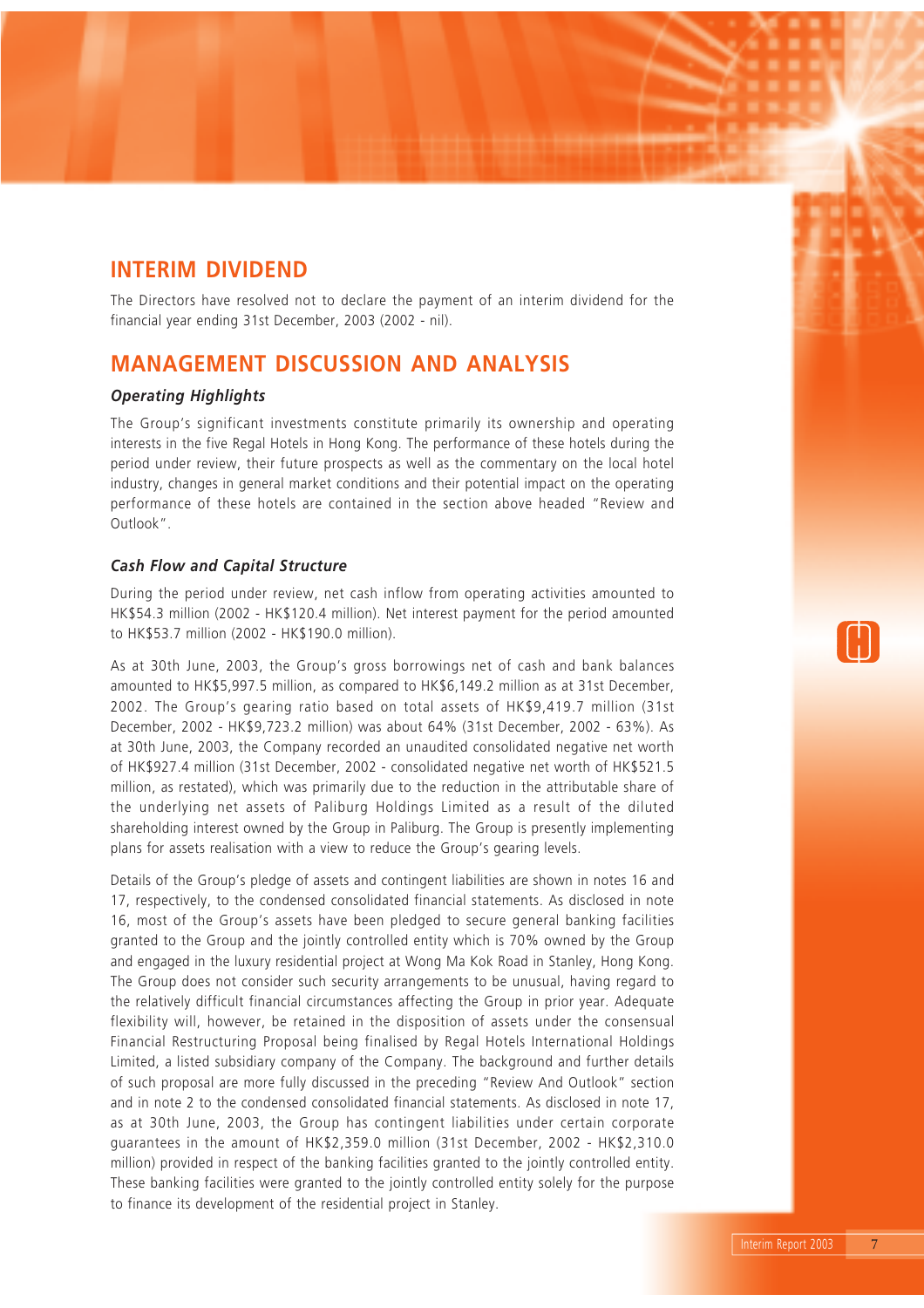## INTERIM DIVIDEND

The Directors have resolved not to declare the payment of an interim dividend for the financial year ending 31st December, 2003 (2002 - nil).

## MANAGEMENT DISCUSSION AND ANALYSIS

### *Operating Highlights*

The Group's significant investments constitute primarily its ownership and operating interests in the five Regal Hotels in Hong Kong. The performance of these hotels during the period under review, their future prospects as well as the commentary on the local hotel industry, changes in general market conditions and their potential impact on the operating performance of these hotels are contained in the section above headed "Review and Outlook".

### *Cash Flow and Capital Structure*

During the period under review, net cash inflow from operating activities amounted to HK$54.3 million (2002 - HK$120.4 million). Net interest payment for the period amounted to HK$53.7 million (2002 - HK$190.0 million).

As at 30th June, 2003, the Group's gross borrowings net of cash and bank balances amounted to HK$5,997.5 million, as compared to HK$6,149.2 million as at 31st December, 2002. The Group's gearing ratio based on total assets of HK$9,419.7 million (31st December, 2002 - HK$9,723.2 million) was about 64% (31st December, 2002 - 63%). As at 30th June, 2003, the Company recorded an unaudited consolidated negative net worth of HK$927.4 million (31st December, 2002 - consolidated negative net worth of HK$521.5 million, as restated), which was primarily due to the reduction in the attributable share of the underlying net assets of Paliburg Holdings Limited as a result of the diluted shareholding interest owned by the Group in Paliburg. The Group is presently implementing plans for assets realisation with a view to reduce the Group's gearing levels.

Details of the Group's pledge of assets and contingent liabilities are shown in notes 16 and 17, respectively, to the condensed consolidated financial statements. As disclosed in note 16, most of the Group's assets have been pledged to secure general banking facilities granted to the Group and the jointly controlled entity which is 70% owned by the Group and engaged in the luxury residential project at Wong Ma Kok Road in Stanley, Hong Kong. The Group does not consider such security arrangements to be unusual, having regard to the relatively difficult financial circumstances affecting the Group in prior year. Adequate flexibility will, however, be retained in the disposition of assets under the consensual Financial Restructuring Proposal being finalised by Regal Hotels International Holdings Limited, a listed subsidiary company of the Company. The background and further details of such proposal are more fully discussed in the preceding "Review And Outlook" section and in note 2 to the condensed consolidated financial statements. As disclosed in note 17, as at 30th June, 2003, the Group has contingent liabilities under certain corporate guarantees in the amount of HK$2,359.0 million (31st December, 2002 - HK$2,310.0 million) provided in respect of the banking facilities granted to the jointly controlled entity. These banking facilities were granted to the jointly controlled entity solely for the purpose to finance its development of the residential project in Stanley.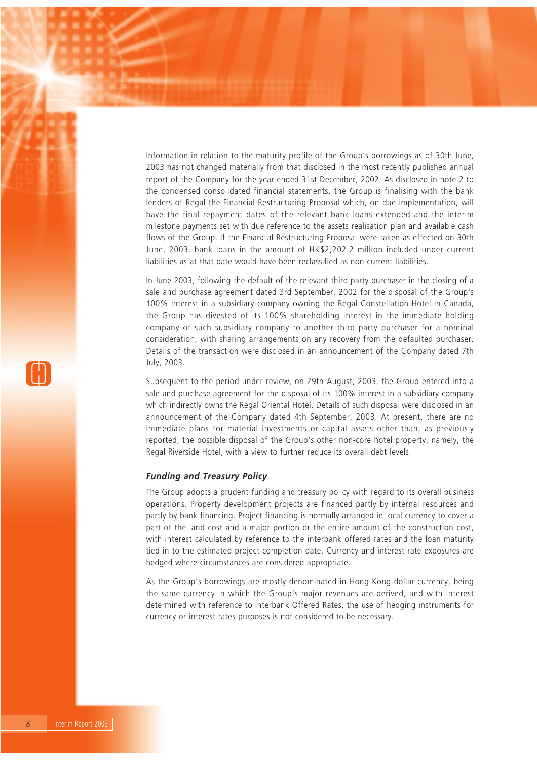Information in relation to the maturity profile of the Group's borrowings as of 30th June, 2003 has not changed materially from that disclosed in the most recently published annual report of the Company for the year ended 31st December, 2002. As disclosed in note 2 to the condensed consolidated financial statements, the Group is finalising with the bank lenders of Regal the Financial Restructuring Proposal which, on due implementation, will have the final repayment dates of the relevant bank loans extended and the interim milestone payments set with due reference to the assets realisation plan and available cash flows of the Group. If the Financial Restructuring Proposal were taken as effected on 30th June, 2003, bank loans in the amount of HK$2,202.2 million included under current liabilities as at that date would have been reclassified as non-current liabilities.

In June 2003, following the default of the relevant third party purchaser in the closing of a sale and purchase agreement dated 3rd September, 2002 for the disposal of the Group's 100% interest in a subsidiary company owning the Regal Constellation Hotel in Canada, the Group has divested of its 100% shareholding interest in the immediate holding company of such subsidiary company to another third party purchaser for a nominal consideration, with sharing arrangements on any recovery from the defaulted purchaser. Details of the transaction were disclosed in an announcement of the Company dated 7th July, 2003.

Subsequent to the period under review, on 29th August, 2003, the Group entered into a sale and purchase agreement for the disposal of its 100% interest in a subsidiary company which indirectly owns the Regal Oriental Hotel. Details of such disposal were disclosed in an announcement of the Company dated 4th September, 2003. At present, there are no immediate plans for material investments or capital assets other than, as previously reported, the possible disposal of the Group's other non-core hotel property, namely, the Regal Riverside Hotel, with a view to further reduce its overall debt levels.

### *Funding and Treasury Policy*

The Group adopts a prudent funding and treasury policy with regard to its overall business operations. Property development projects are financed partly by internal resources and partly by bank financing. Project financing is normally arranged in local currency to cover a part of the land cost and a major portion or the entire amount of the construction cost, with interest calculated by reference to the interbank offered rates and the loan maturity tied in to the estimated project completion date. Currency and interest rate exposures are hedged where circumstances are considered appropriate.

As the Group's borrowings are mostly denominated in Hong Kong dollar currency, being the same currency in which the Group's major revenues are derived, and with interest determined with reference to Interbank Offered Rates, the use of hedging instruments for currency or interest rates purposes is not considered to be necessary.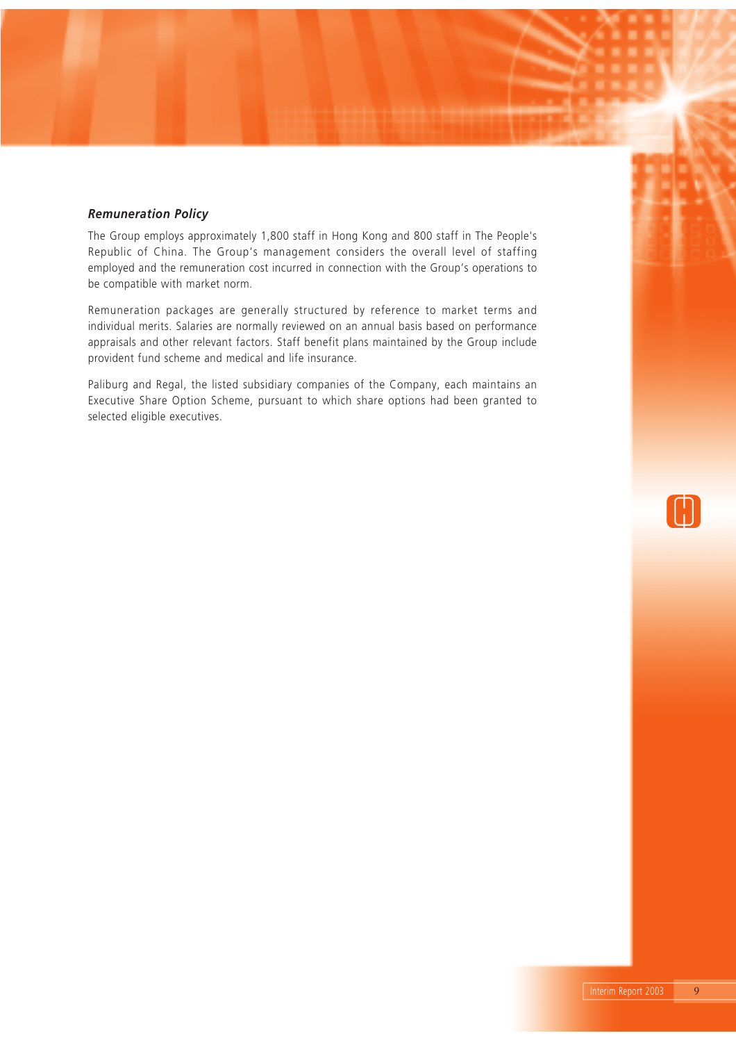### *Remuneration Policy*

The Group employs approximately 1,800 staff in Hong Kong and 800 staff in The People's Republic of China. The Group's management considers the overall level of staffing employed and the remuneration cost incurred in connection with the Group's operations to be compatible with market norm.

Remuneration packages are generally structured by reference to market terms and individual merits. Salaries are normally reviewed on an annual basis based on performance appraisals and other relevant factors. Staff benefit plans maintained by the Group include provident fund scheme and medical and life insurance.

Paliburg and Regal, the listed subsidiary companies of the Company, each maintains an Executive Share Option Scheme, pursuant to which share options had been granted to selected eligible executives.